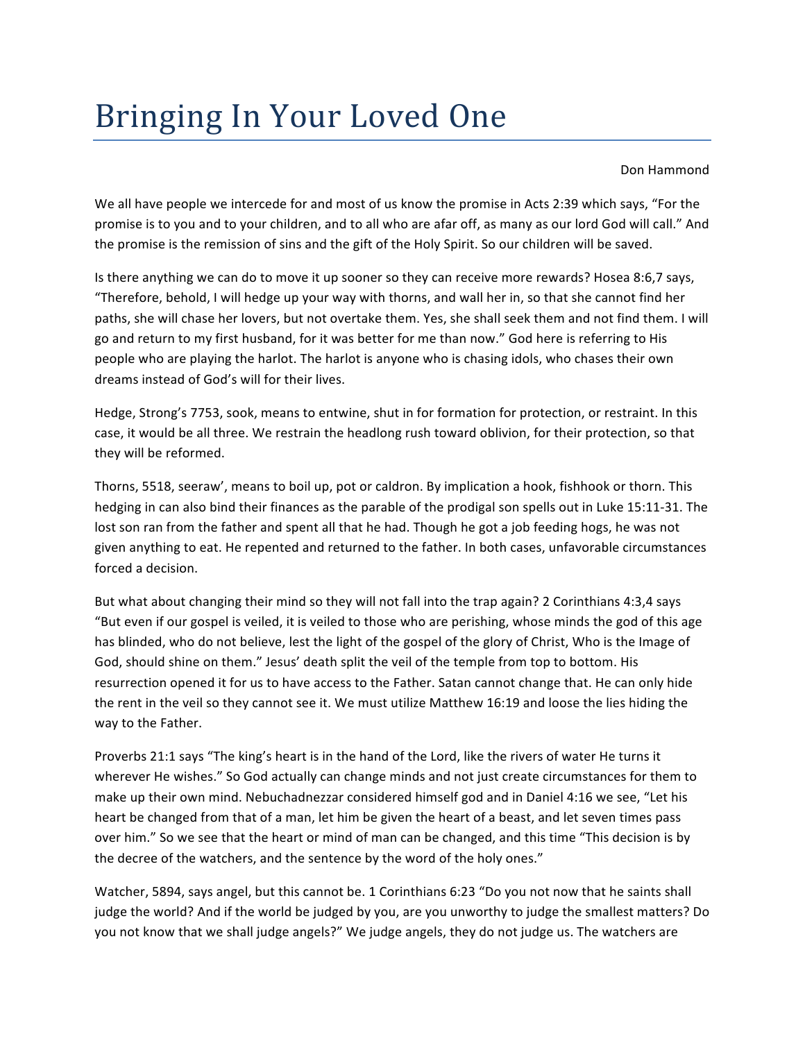# Bringing In Your Loved One

Don Hammond

We all have people we intercede for and most of us know the promise in Acts 2:39 which says, "For the promise is to you and to your children, and to all who are afar off, as many as our lord God will call." And the promise is the remission of sins and the gift of the Holy Spirit. So our children will be saved.

Is there anything we can do to move it up sooner so they can receive more rewards? Hosea 8:6,7 says, "Therefore, behold, I will hedge up your way with thorns, and wall her in, so that she cannot find her paths, she will chase her lovers, but not overtake them. Yes, she shall seek them and not find them. I will go and return to my first husband, for it was better for me than now." God here is referring to His people who are playing the harlot. The harlot is anyone who is chasing idols, who chases their own dreams instead of God's will for their lives.

Hedge, Strong's 7753, sook, means to entwine, shut in for formation for protection, or restraint. In this case, it would be all three. We restrain the headlong rush toward oblivion, for their protection, so that they will be reformed.

Thorns, 5518, seeraw', means to boil up, pot or caldron. By implication a hook, fishhook or thorn. This hedging in can also bind their finances as the parable of the prodigal son spells out in Luke 15:11-31. The lost son ran from the father and spent all that he had. Though he got a job feeding hogs, he was not given anything to eat. He repented and returned to the father. In both cases, unfavorable circumstances forced a decision.

But what about changing their mind so they will not fall into the trap again? 2 Corinthians 4:3,4 says "But even if our gospel is veiled, it is veiled to those who are perishing, whose minds the god of this age has blinded, who do not believe, lest the light of the gospel of the glory of Christ, Who is the Image of God, should shine on them." Jesus' death split the veil of the temple from top to bottom. His resurrection opened it for us to have access to the Father. Satan cannot change that. He can only hide the rent in the veil so they cannot see it. We must utilize Matthew 16:19 and loose the lies hiding the way to the Father.

Proverbs 21:1 says "The king's heart is in the hand of the Lord, like the rivers of water He turns it wherever He wishes." So God actually can change minds and not just create circumstances for them to make up their own mind. Nebuchadnezzar considered himself god and in Daniel 4:16 we see, "Let his heart be changed from that of a man, let him be given the heart of a beast, and let seven times pass over him." So we see that the heart or mind of man can be changed, and this time "This decision is by the decree of the watchers, and the sentence by the word of the holy ones."

Watcher, 5894, says angel, but this cannot be. 1 Corinthians 6:23 "Do you not now that he saints shall judge the world? And if the world be judged by you, are you unworthy to judge the smallest matters? Do you not know that we shall judge angels?" We judge angels, they do not judge us. The watchers are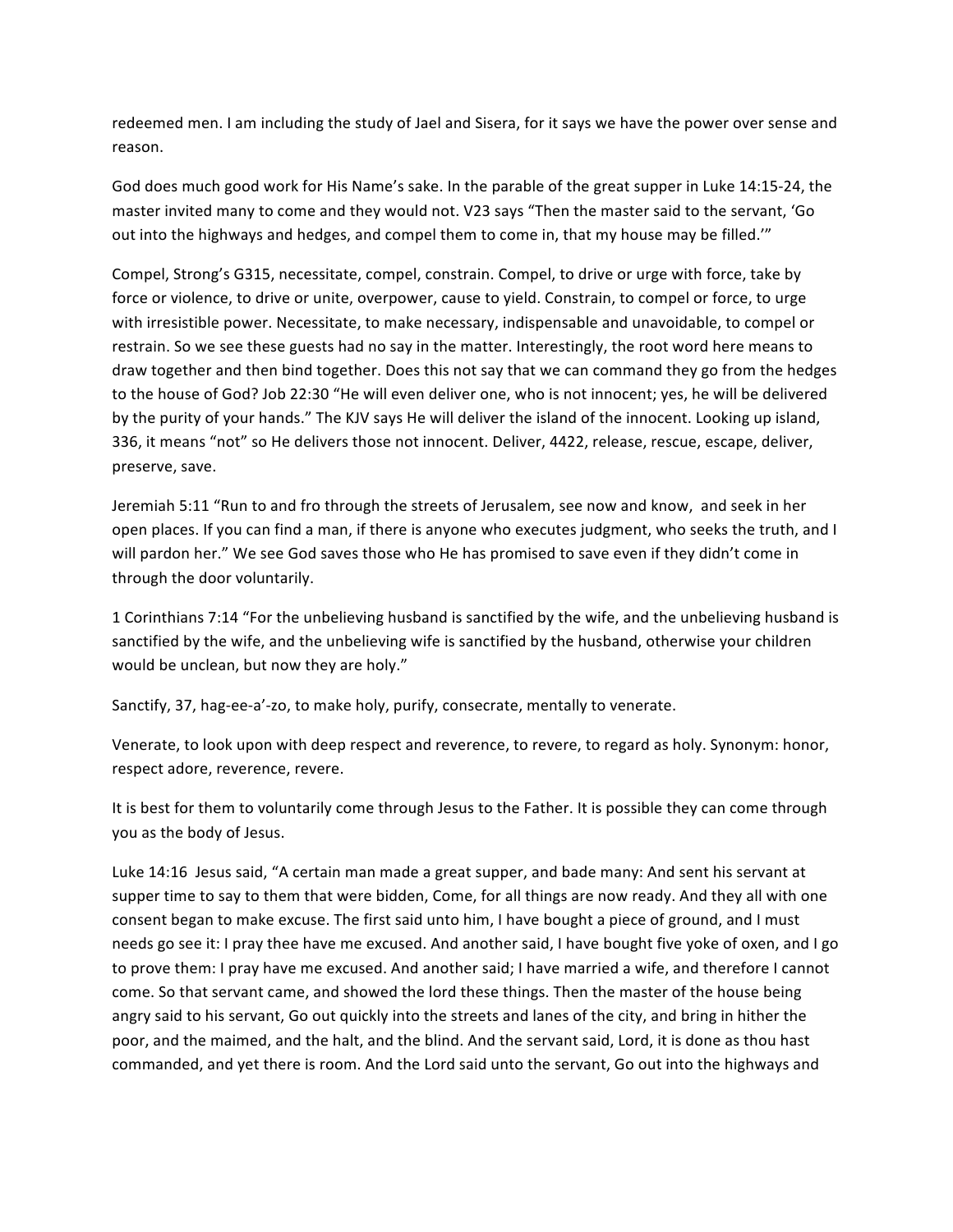redeemed men. I am including the study of Jael and Sisera, for it says we have the power over sense and reason.

God does much good work for His Name's sake. In the parable of the great supper in Luke 14:15-24, the master invited many to come and they would not. V23 says "Then the master said to the servant, 'Go out into the highways and hedges, and compel them to come in, that my house may be filled.'"

Compel, Strong's G315, necessitate, compel, constrain. Compel, to drive or urge with force, take by force or violence, to drive or unite, overpower, cause to yield. Constrain, to compel or force, to urge with irresistible power. Necessitate, to make necessary, indispensable and unavoidable, to compel or restrain. So we see these guests had no say in the matter. Interestingly, the root word here means to draw together and then bind together. Does this not say that we can command they go from the hedges to the house of God? Job 22:30 "He will even deliver one, who is not innocent; yes, he will be delivered by the purity of your hands." The KJV says He will deliver the island of the innocent. Looking up island, 336, it means "not" so He delivers those not innocent. Deliver, 4422, release, rescue, escape, deliver, preserve, save.

Jeremiah 5:11 "Run to and fro through the streets of Jerusalem, see now and know, and seek in her open places. If you can find a man, if there is anyone who executes judgment, who seeks the truth, and I will pardon her." We see God saves those who He has promised to save even if they didn't come in through the door voluntarily.

1 Corinthians 7:14 "For the unbelieving husband is sanctified by the wife, and the unbelieving husband is sanctified by the wife, and the unbelieving wife is sanctified by the husband, otherwise your children would be unclean, but now they are holy."

Sanctify, 37, hag-ee-a'-zo, to make holy, purify, consecrate, mentally to venerate.

Venerate, to look upon with deep respect and reverence, to revere, to regard as holy. Synonym: honor, respect adore, reverence, revere.

It is best for them to voluntarily come through Jesus to the Father. It is possible they can come through you as the body of Jesus.

Luke 14:16 Jesus said, "A certain man made a great supper, and bade many: And sent his servant at supper time to say to them that were bidden, Come, for all things are now ready. And they all with one consent began to make excuse. The first said unto him, I have bought a piece of ground, and I must needs go see it: I pray thee have me excused. And another said, I have bought five yoke of oxen, and I go to prove them: I pray have me excused. And another said; I have married a wife, and therefore I cannot come. So that servant came, and showed the lord these things. Then the master of the house being angry said to his servant, Go out quickly into the streets and lanes of the city, and bring in hither the poor, and the maimed, and the halt, and the blind. And the servant said, Lord, it is done as thou hast commanded, and yet there is room. And the Lord said unto the servant, Go out into the highways and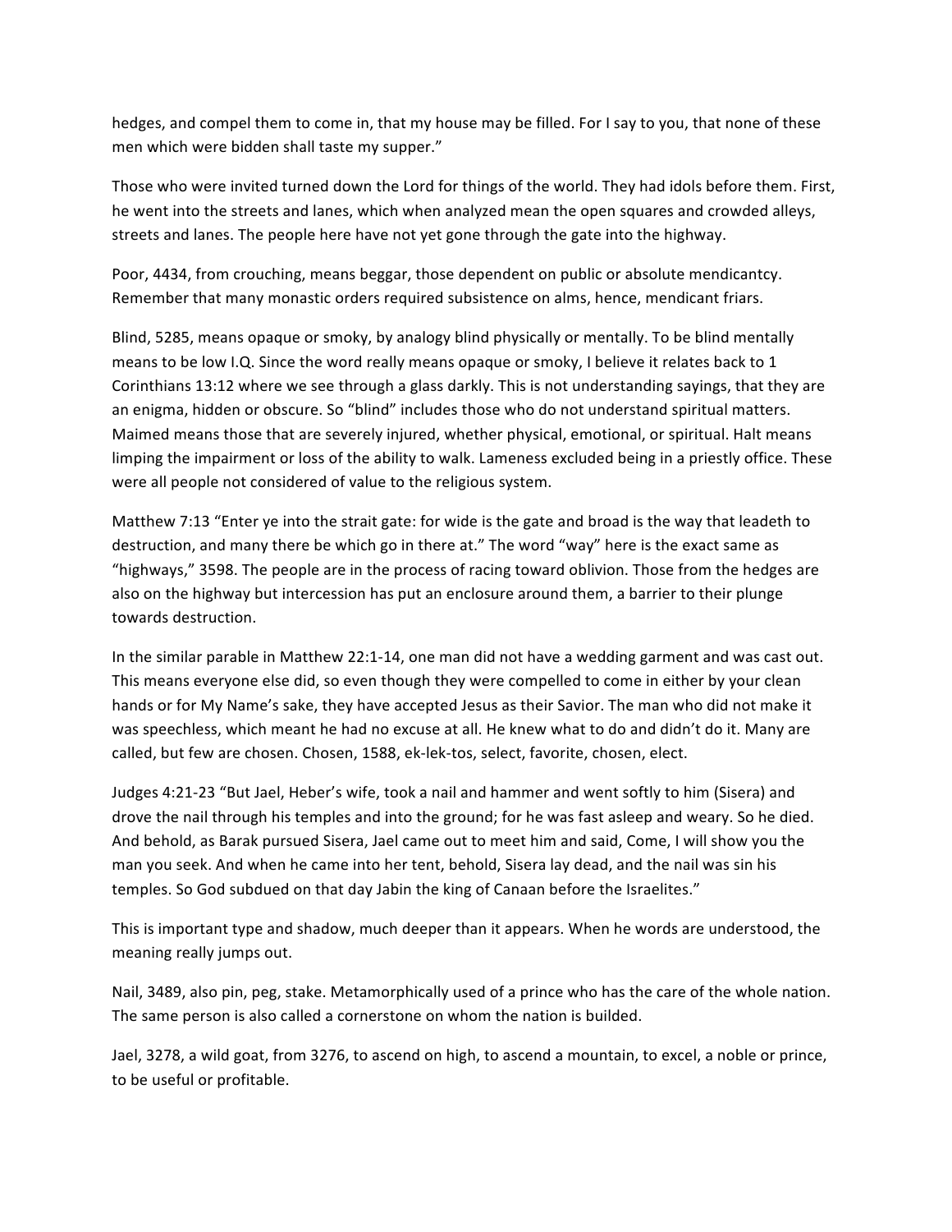hedges, and compel them to come in, that my house may be filled. For I say to you, that none of these men which were bidden shall taste my supper."

Those who were invited turned down the Lord for things of the world. They had idols before them. First, he went into the streets and lanes, which when analyzed mean the open squares and crowded alleys, streets and lanes. The people here have not yet gone through the gate into the highway.

Poor, 4434, from crouching, means beggar, those dependent on public or absolute mendicantcy. Remember that many monastic orders required subsistence on alms, hence, mendicant friars.

Blind, 5285, means opaque or smoky, by analogy blind physically or mentally. To be blind mentally means to be low I.Q. Since the word really means opaque or smoky, I believe it relates back to 1 Corinthians 13:12 where we see through a glass darkly. This is not understanding sayings, that they are an enigma, hidden or obscure. So "blind" includes those who do not understand spiritual matters. Maimed means those that are severely injured, whether physical, emotional, or spiritual. Halt means limping the impairment or loss of the ability to walk. Lameness excluded being in a priestly office. These were all people not considered of value to the religious system.

Matthew 7:13 "Enter ye into the strait gate: for wide is the gate and broad is the way that leadeth to destruction, and many there be which go in there at." The word "way" here is the exact same as "highways," 3598. The people are in the process of racing toward oblivion. Those from the hedges are also on the highway but intercession has put an enclosure around them, a barrier to their plunge towards destruction.

In the similar parable in Matthew 22:1-14, one man did not have a wedding garment and was cast out. This means everyone else did, so even though they were compelled to come in either by your clean hands or for My Name's sake, they have accepted Jesus as their Savior. The man who did not make it was speechless, which meant he had no excuse at all. He knew what to do and didn't do it. Many are called, but few are chosen. Chosen, 1588, ek-lek-tos, select, favorite, chosen, elect.

Judges 4:21-23 "But Jael, Heber's wife, took a nail and hammer and went softly to him (Sisera) and drove the nail through his temples and into the ground; for he was fast asleep and weary. So he died. And behold, as Barak pursued Sisera, Jael came out to meet him and said, Come, I will show you the man you seek. And when he came into her tent, behold, Sisera lay dead, and the nail was sin his temples. So God subdued on that day Jabin the king of Canaan before the Israelites."

This is important type and shadow, much deeper than it appears. When he words are understood, the meaning really jumps out.

Nail, 3489, also pin, peg, stake. Metamorphically used of a prince who has the care of the whole nation. The same person is also called a cornerstone on whom the nation is builded.

Jael, 3278, a wild goat, from 3276, to ascend on high, to ascend a mountain, to excel, a noble or prince, to be useful or profitable.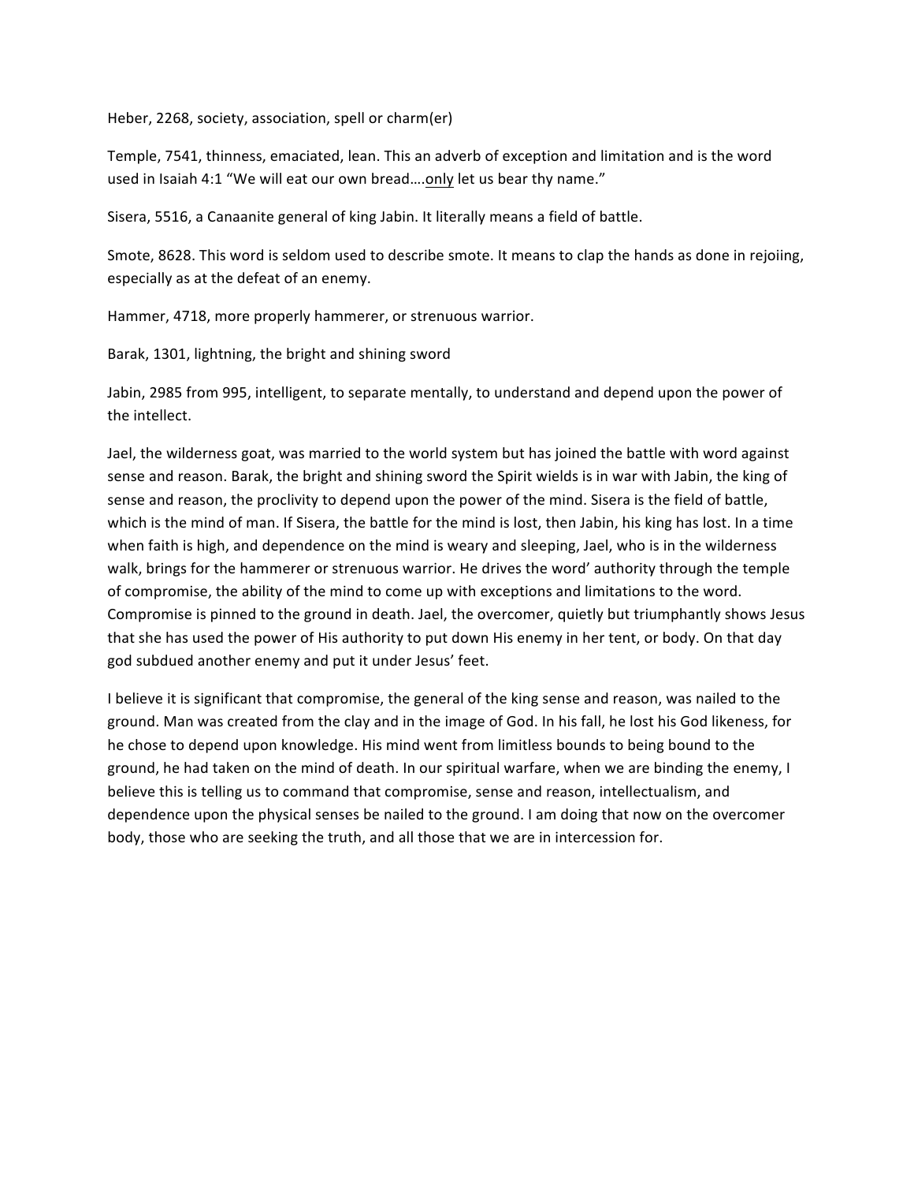Heber, 2268, society, association, spell or charm(er)

Temple, 7541, thinness, emaciated, lean. This an adverb of exception and limitation and is the word used in Isaiah 4:1 “We will eat our own bread….<u>only</u> let us bear thy name.”

Sisera, 5516, a Canaanite general of king Jabin. It literally means a field of battle.

Smote, 8628. This word is seldom used to describe smote. It means to clap the hands as done in rejoiing, especially as at the defeat of an enemy.

Hammer, 4718, more properly hammerer, or strenuous warrior.

Barak, 1301, lightning, the bright and shining sword

Jabin, 2985 from 995, intelligent, to separate mentally, to understand and depend upon the power of the intellect.

Jael, the wilderness goat, was married to the world system but has joined the battle with word against sense and reason. Barak, the bright and shining sword the Spirit wields is in war with Jabin, the king of sense and reason, the proclivity to depend upon the power of the mind. Sisera is the field of battle, which is the mind of man. If Sisera, the battle for the mind is lost, then Jabin, his king has lost. In a time when faith is high, and dependence on the mind is weary and sleeping, Jael, who is in the wilderness walk, brings for the hammerer or strenuous warrior. He drives the word’ authority through the temple of compromise, the ability of the mind to come up with exceptions and limitations to the word. Compromise is pinned to the ground in death. Jael, the overcomer, quietly but triumphantly shows Jesus that she has used the power of His authority to put down His enemy in her tent, or body. On that day god subdued another enemy and put it under Jesus’ feet.

I believe it is significant that compromise, the general of the king sense and reason, was nailed to the ground. Man was created from the clay and in the image of God. In his fall, he lost his God likeness, for he chose to depend upon knowledge. His mind went from limitless bounds to being bound to the ground, he had taken on the mind of death. In our spiritual warfare, when we are binding the enemy, I believe this is telling us to command that compromise, sense and reason, intellectualism, and dependence upon the physical senses be nailed to the ground. I am doing that now on the overcomer body, those who are seeking the truth, and all those that we are in intercession for.